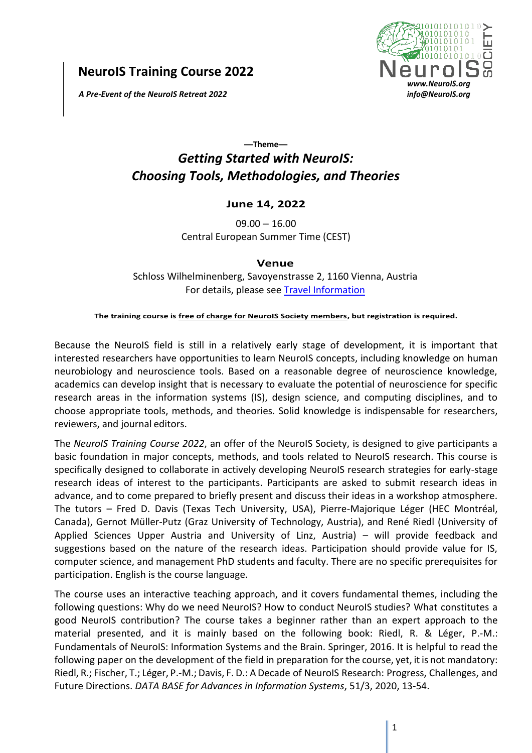# NeuroIS Training Course 2022

*A Pre-Event of the NeuroIS Retreat 2022*

*www.NeuroIS.org*
*info@NeuroIS.org*

**—Theme—**

## *Getting Started with NeuroIS: Choosing Tools, Methodologies, and Theories*

**June 14, 2022**

09.00 – 16.00
Central European Summer Time (CEST)

**Venue**

Schloss Wilhelminenberg, Savoyenstrasse 2, 1160 Vienna, Austria
For details, please see Travel Information

**The training course is free of charge for NeuroIS Society members, but registration is required.**

Because the NeuroIS field is still in a relatively early stage of development, it is important that interested researchers have opportunities to learn NeuroIS concepts, including knowledge on human neurobiology and neuroscience tools. Based on a reasonable degree of neuroscience knowledge, academics can develop insight that is necessary to evaluate the potential of neuroscience for specific research areas in the information systems (IS), design science, and computing disciplines, and to choose appropriate tools, methods, and theories. Solid knowledge is indispensable for researchers, reviewers, and journal editors.

The *NeuroIS Training Course 2022*, an offer of the NeuroIS Society, is designed to give participants a basic foundation in major concepts, methods, and tools related to NeuroIS research. This course is specifically designed to collaborate in actively developing NeuroIS research strategies for early-stage research ideas of interest to the participants. Participants are asked to submit research ideas in advance, and to come prepared to briefly present and discuss their ideas in a workshop atmosphere. The tutors – Fred D. Davis (Texas Tech University, USA), Pierre-Majorique Léger (HEC Montréal, Canada), Gernot Müller-Putz (Graz University of Technology, Austria), and René Riedl (University of Applied Sciences Upper Austria and University of Linz, Austria) – will provide feedback and suggestions based on the nature of the research ideas. Participation should provide value for IS, computer science, and management PhD students and faculty. There are no specific prerequisites for participation. English is the course language.

The course uses an interactive teaching approach, and it covers fundamental themes, including the following questions: Why do we need NeuroIS? How to conduct NeuroIS studies? What constitutes a good NeuroIS contribution? The course takes a beginner rather than an expert approach to the material presented, and it is mainly based on the following book: Riedl, R. & Léger, P.-M.: Fundamentals of NeuroIS: Information Systems and the Brain. Springer, 2016. It is helpful to read the following paper on the development of the field in preparation for the course, yet, it is not mandatory: Riedl, R.; Fischer, T.; Léger, P.-M.; Davis, F. D.: A Decade of NeuroIS Research: Progress, Challenges, and Future Directions. *DATA BASE for Advances in Information Systems*, 51/3, 2020, 13-54.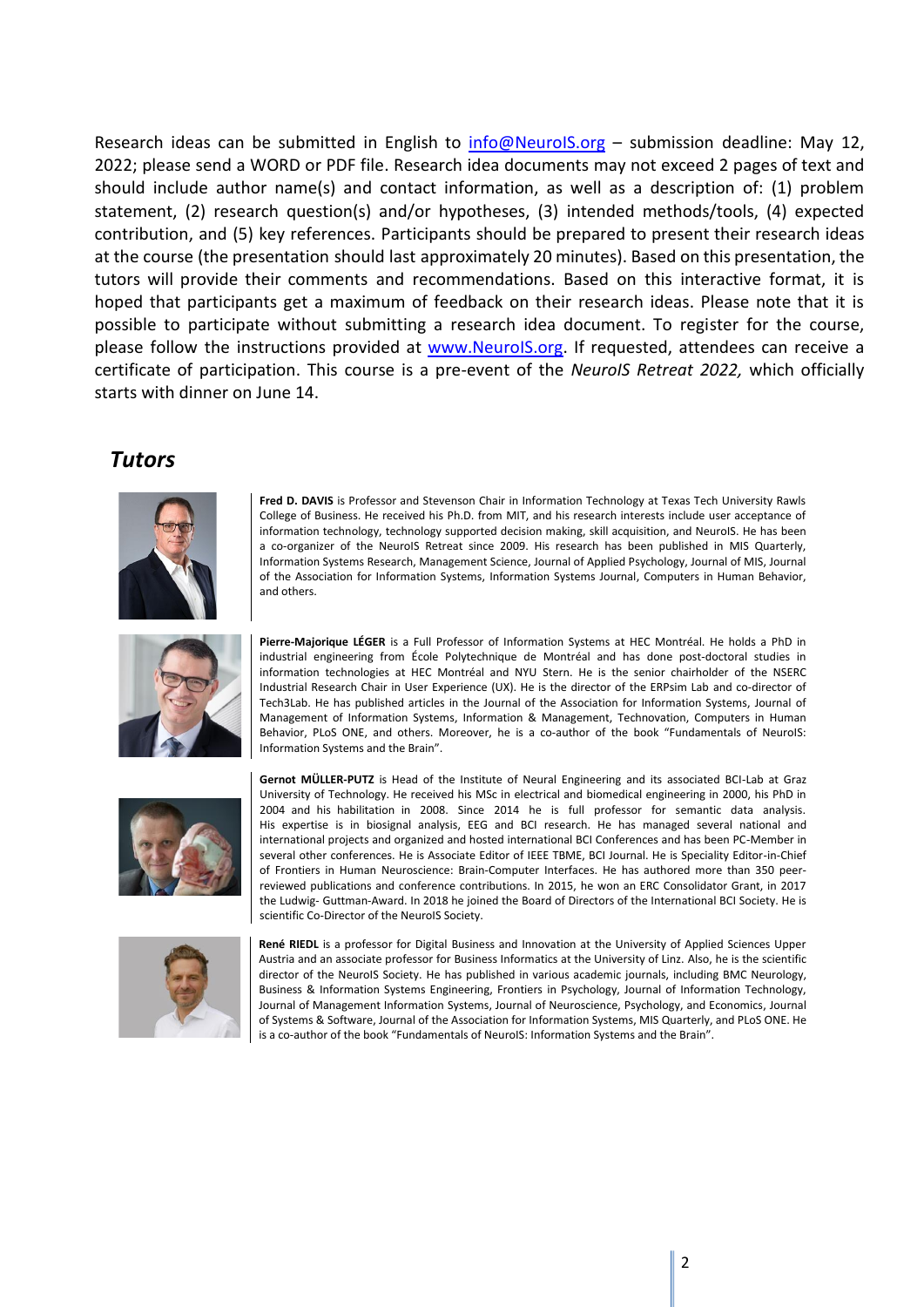Research ideas can be submitted in English to info@NeuroIS.org – submission deadline: May 12, 2022; please send a WORD or PDF file. Research idea documents may not exceed 2 pages of text and should include author name(s) and contact information, as well as a description of: (1) problem statement, (2) research question(s) and/or hypotheses, (3) intended methods/tools, (4) expected contribution, and (5) key references. Participants should be prepared to present their research ideas at the course (the presentation should last approximately 20 minutes). Based on this presentation, the tutors will provide their comments and recommendations. Based on this interactive format, it is hoped that participants get a maximum of feedback on their research ideas. Please note that it is possible to participate without submitting a research idea document. To register for the course, please follow the instructions provided at www.NeuroIS.org. If requested, attendees can receive a certificate of participation. This course is a pre-event of the *NeuroIS Retreat 2022,* which officially starts with dinner on June 14.

## *Tutors*

**Fred D. DAVIS** is Professor and Stevenson Chair in Information Technology at Texas Tech University Rawls College of Business. He received his Ph.D. from MIT, and his research interests include user acceptance of information technology, technology supported decision making, skill acquisition, and NeuroIS. He has been a co-organizer of the NeuroIS Retreat since 2009. His research has been published in MIS Quarterly, Information Systems Research, Management Science, Journal of Applied Psychology, Journal of MIS, Journal of the Association for Information Systems, Information Systems Journal, Computers in Human Behavior, and others.

**Pierre-Majorique LÉGER** is a Full Professor of Information Systems at HEC Montréal. He holds a PhD in industrial engineering from École Polytechnique de Montréal and has done post-doctoral studies in information technologies at HEC Montréal and NYU Stern. He is the senior chairholder of the NSERC Industrial Research Chair in User Experience (UX). He is the director of the ERPsim Lab and co-director of Tech3Lab. He has published articles in the Journal of the Association for Information Systems, Journal of Management of Information Systems, Information & Management, Technovation, Computers in Human Behavior, PLoS ONE, and others. Moreover, he is a co-author of the book "Fundamentals of NeuroIS: Information Systems and the Brain".

**Gernot MÜLLER-PUTZ** is Head of the Institute of Neural Engineering and its associated BCI-Lab at Graz University of Technology. He received his MSc in electrical and biomedical engineering in 2000, his PhD in 2004 and his habilitation in 2008. Since 2014 he is full professor for semantic data analysis. His expertise is in biosignal analysis, EEG and BCI research. He has managed several national and international projects and organized and hosted international BCI Conferences and has been PC-Member in several other conferences. He is Associate Editor of IEEE TBME, BCI Journal. He is Speciality Editor-in-Chief of Frontiers in Human Neuroscience: Brain-Computer Interfaces. He has authored more than 350 peer-reviewed publications and conference contributions. In 2015, he won an ERC Consolidator Grant, in 2017 the Ludwig- Guttman-Award. In 2018 he joined the Board of Directors of the International BCI Society. He is scientific Co-Director of the NeuroIS Society.

**René RIEDL** is a professor for Digital Business and Innovation at the University of Applied Sciences Upper Austria and an associate professor for Business Informatics at the University of Linz. Also, he is the scientific director of the NeuroIS Society. He has published in various academic journals, including BMC Neurology, Business & Information Systems Engineering, Frontiers in Psychology, Journal of Information Technology, Journal of Management Information Systems, Journal of Neuroscience, Psychology, and Economics, Journal of Systems & Software, Journal of the Association for Information Systems, MIS Quarterly, and PLoS ONE. He is a co-author of the book "Fundamentals of NeuroIS: Information Systems and the Brain".